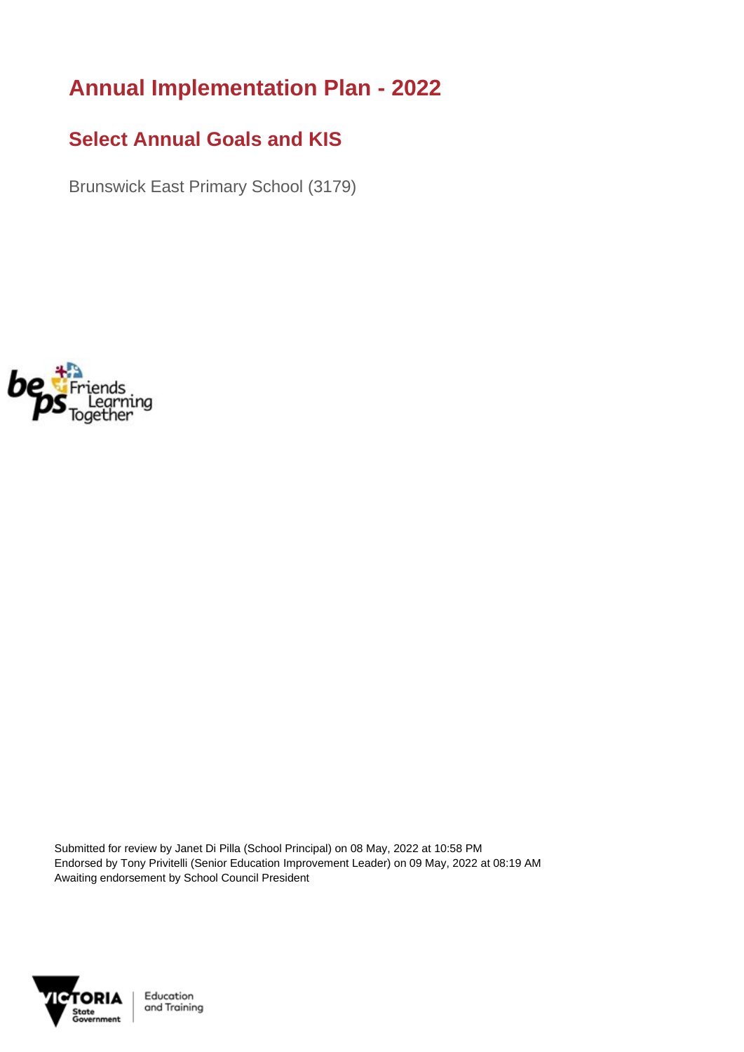# Annual Implementation Plan - 2022

## Select Annual Goals and KIS

Brunswick East Primary School (3179)

Submitted for review by Janet Di Pilla (School Principal) on 08 May, 2022 at 10:58 PM
Endorsed by Tony Privitelli (Senior Education Improvement Leader) on 09 May, 2022 at 08:19 AM
Awaiting endorsement by School Council President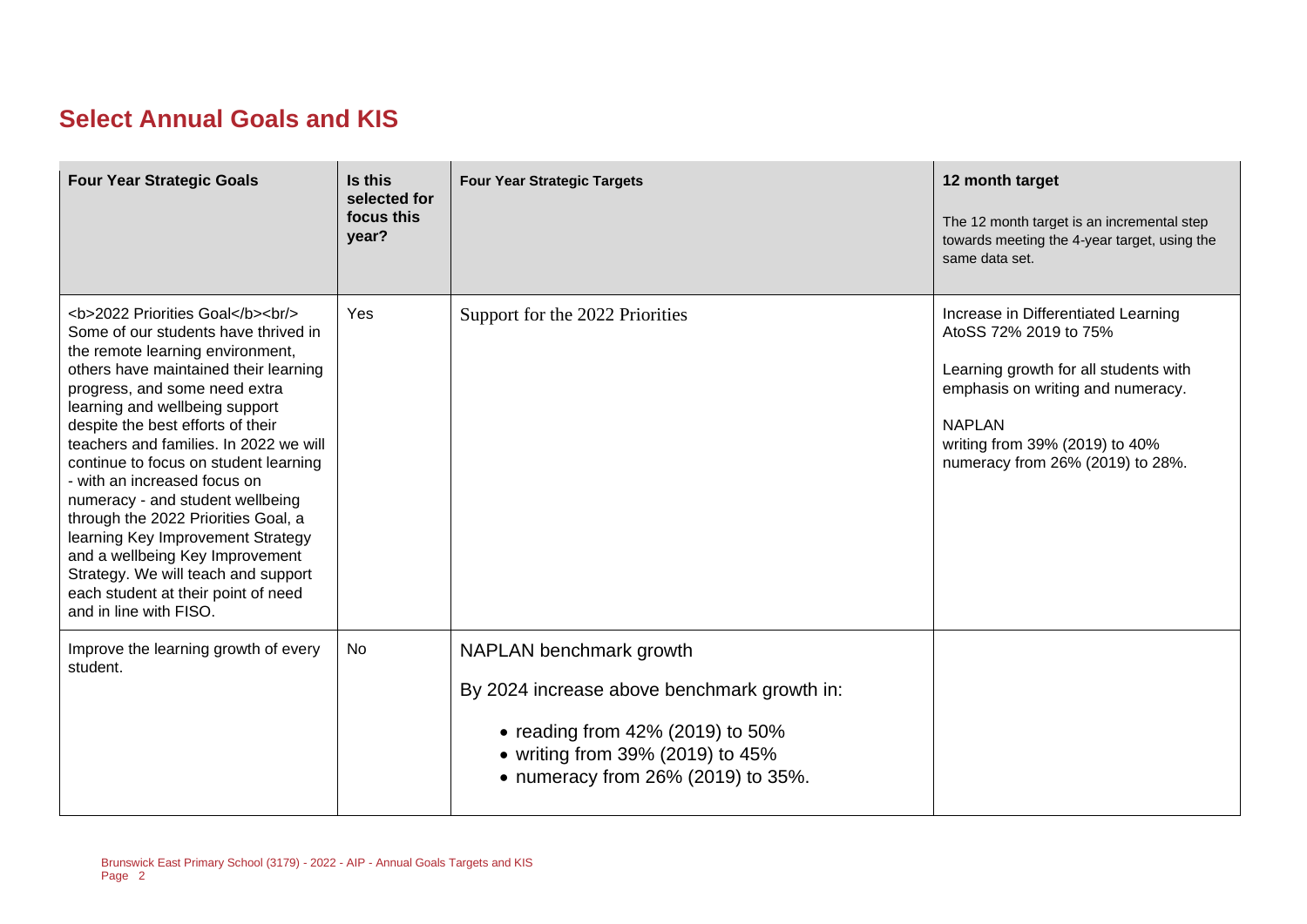## Select Annual Goals and KIS

| Four Year Strategic Goals | Is this selected for focus this year? | Four Year Strategic Targets | 12 month target<br>The 12 month target is an incremental step towards meeting the 4-year target, using the same data set. |
|---|---|---|---|
| <b>2022 Priorities Goal</b><br/> Some of our students have thrived in the remote learning environment, others have maintained their learning progress, and some need extra learning and wellbeing support despite the best efforts of their teachers and families. In 2022 we will continue to focus on student learning - with an increased focus on numeracy - and student wellbeing through the 2022 Priorities Goal, a learning Key Improvement Strategy and a wellbeing Key Improvement Strategy. We will teach and support each student at their point of need and in line with FISO. | Yes | Support for the 2022 Priorities | Increase in Differentiated Learning AtoSS 72% 2019 to 75%<br><br>Learning growth for all students with emphasis on writing and numeracy.<br><br>NAPLAN<br>writing from 39% (2019) to 40%<br>numeracy from 26% (2019) to 28%. |
| Improve the learning growth of every student. | No | NAPLAN benchmark growth<br><br>By 2024 increase above benchmark growth in:<br><br>• reading from 42% (2019) to 50%<br>• writing from 39% (2019) to 45%<br>• numeracy from 26% (2019) to 35%. | |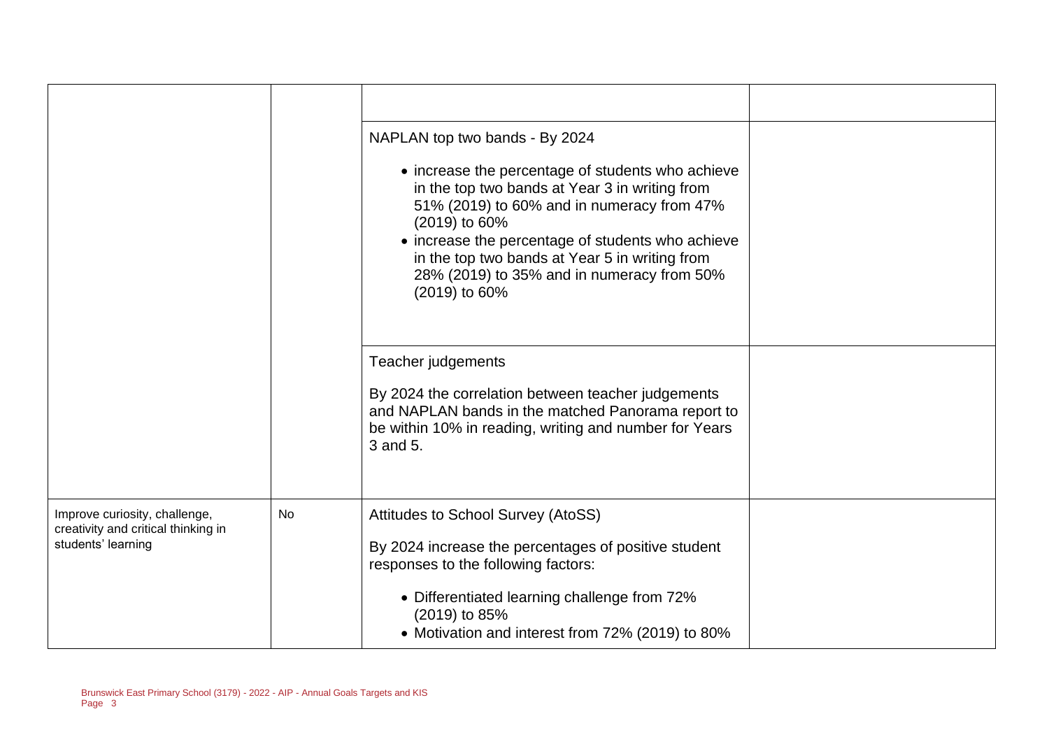| | | | |
|---|---|---|---|
| | | | |
| | | NAPLAN top two bands - By 2024<br><br>• increase the percentage of students who achieve in the top two bands at Year 3 in writing from 51% (2019) to 60% and in numeracy from 47% (2019) to 60%<br>• increase the percentage of students who achieve in the top two bands at Year 5 in writing from 28% (2019) to 35% and in numeracy from 50% (2019) to 60% | |
| | | Teacher judgements<br><br>By 2024 the correlation between teacher judgements and NAPLAN bands in the matched Panorama report to be within 10% in reading, writing and number for Years 3 and 5. | |
| Improve curiosity, challenge, creativity and critical thinking in students' learning | No | Attitudes to School Survey (AtoSS)<br><br>By 2024 increase the percentages of positive student responses to the following factors:<br><br>• Differentiated learning challenge from 72% (2019) to 85%<br>• Motivation and interest from 72% (2019) to 80% | |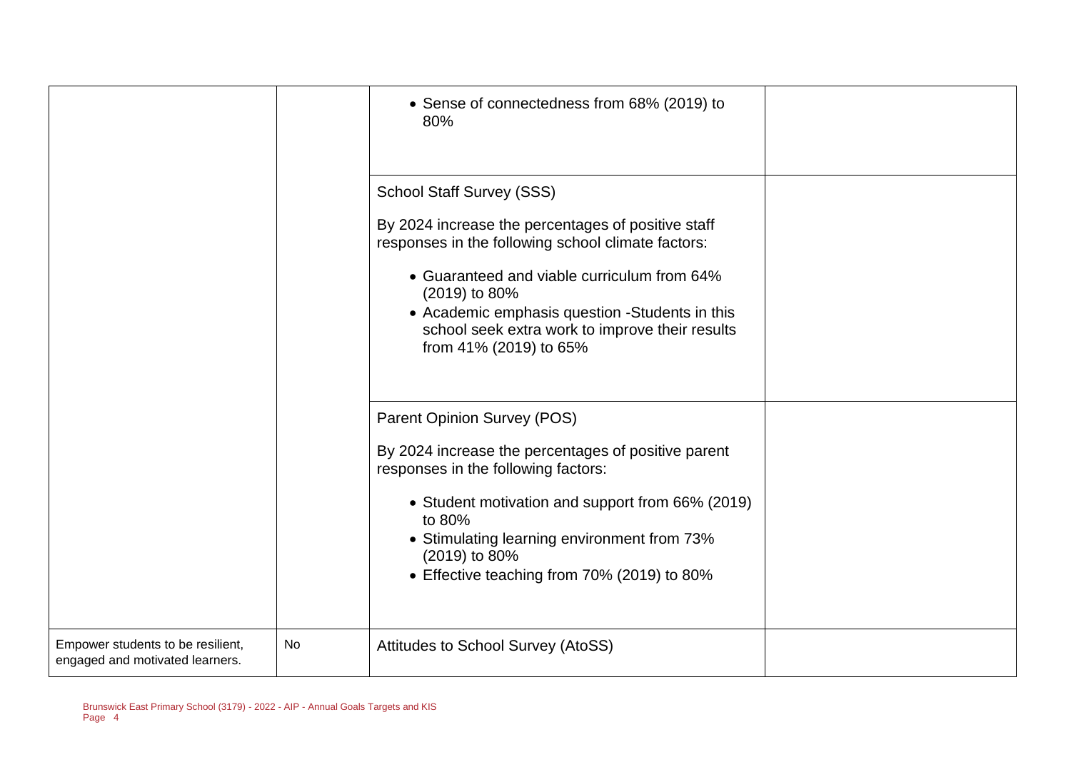| | | | |
|---|---|---|---|
| | | • Sense of connectedness from 68% (2019) to 80% | |
| | | School Staff Survey (SSS)<br><br>By 2024 increase the percentages of positive staff responses in the following school climate factors:<br><br>• Guaranteed and viable curriculum from 64% (2019) to 80%<br>• Academic emphasis question -Students in this school seek extra work to improve their results from 41% (2019) to 65% | |
| | | Parent Opinion Survey (POS)<br><br>By 2024 increase the percentages of positive parent responses in the following factors:<br><br>• Student motivation and support from 66% (2019) to 80%<br>• Stimulating learning environment from 73% (2019) to 80%<br>• Effective teaching from 70% (2019) to 80% | |
| Empower students to be resilient, engaged and motivated learners. | No | Attitudes to School Survey (AtoSS) | |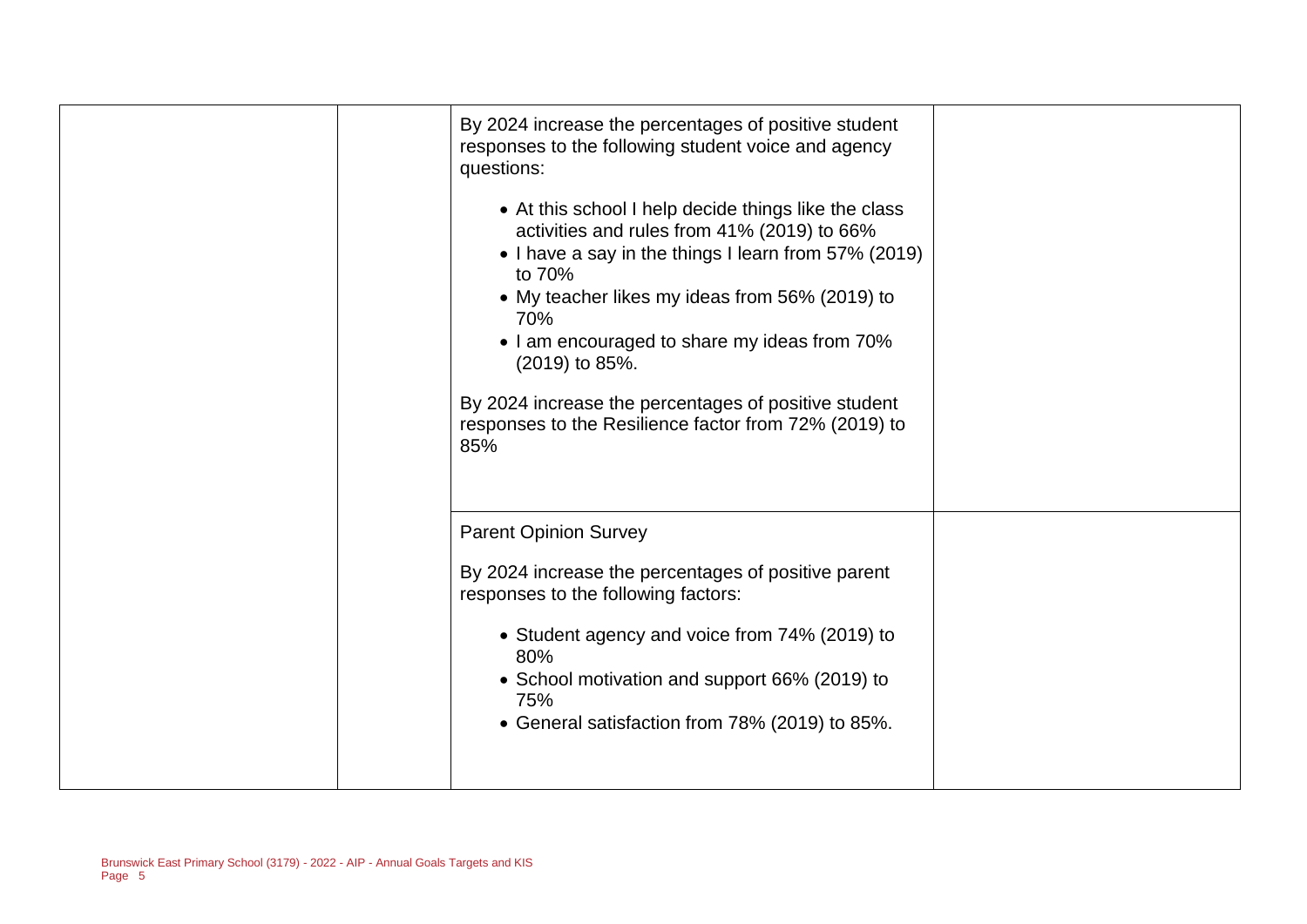| | | | |
|---|---|---|---|
| | | By 2024 increase the percentages of positive student responses to the following student voice and agency questions:<br><br>• At this school I help decide things like the class activities and rules from 41% (2019) to 66%<br>• I have a say in the things I learn from 57% (2019) to 70%<br>• My teacher likes my ideas from 56% (2019) to 70%<br>• I am encouraged to share my ideas from 70% (2019) to 85%.<br><br>By 2024 increase the percentages of positive student responses to the Resilience factor from 72% (2019) to 85% | |
| | | Parent Opinion Survey<br><br>By 2024 increase the percentages of positive parent responses to the following factors:<br><br>• Student agency and voice from 74% (2019) to 80%<br>• School motivation and support 66% (2019) to 75%<br>• General satisfaction from 78% (2019) to 85%. | |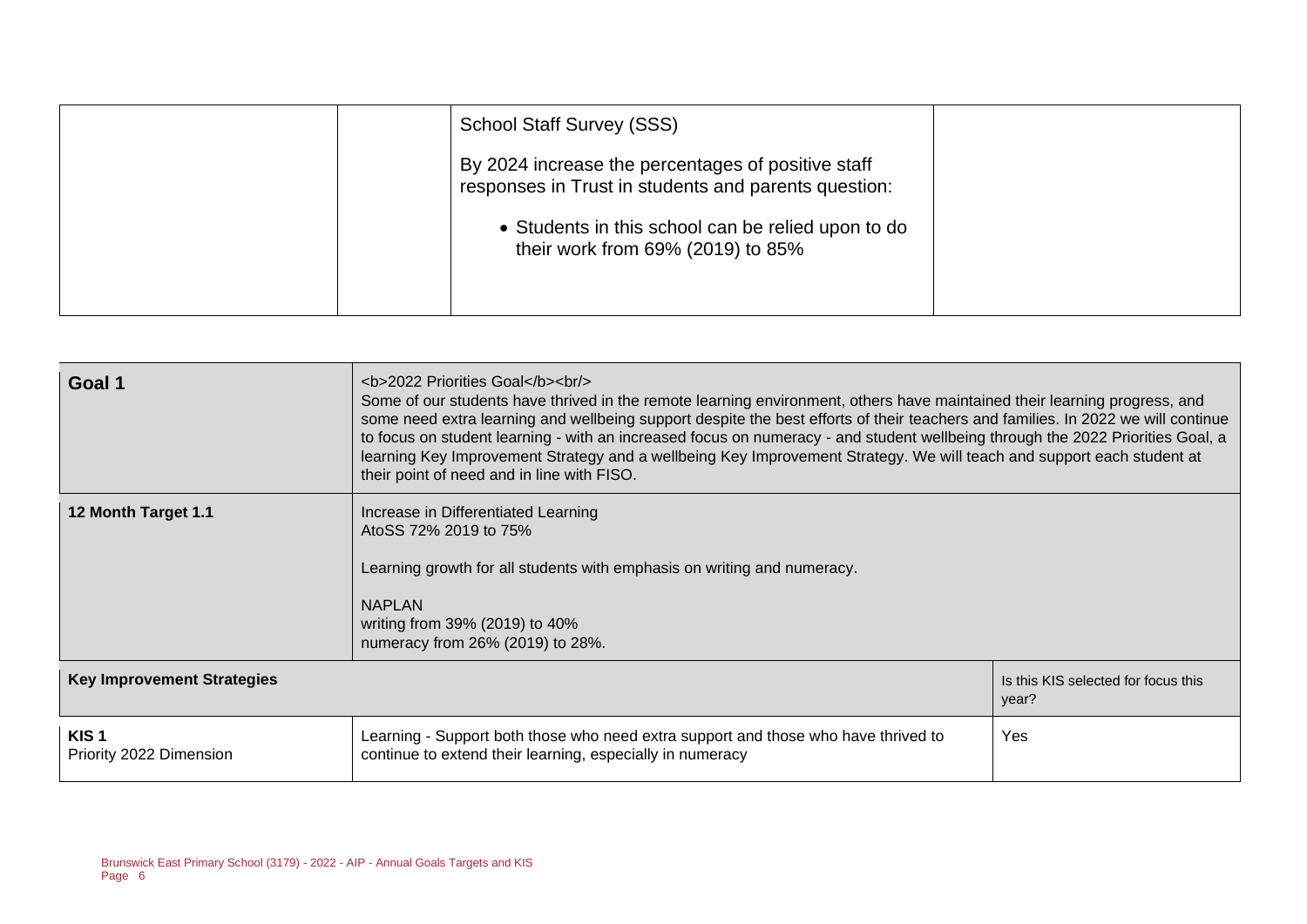|  |  | School Staff Survey (SSS)<br><br>By 2024 increase the percentages of positive staff responses in Trust in students and parents question:<br><br>• Students in this school can be relied upon to do their work from 69% (2019) to 85% |  |
|---|---|---|---|

| Goal 1 | <b>2022 Priorities Goal</b><br/> Some of our students have thrived in the remote learning environment, others have maintained their learning progress, and some need extra learning and wellbeing support despite the best efforts of their teachers and families. In 2022 we will continue to focus on student learning - with an increased focus on numeracy - and student wellbeing through the 2022 Priorities Goal, a learning Key Improvement Strategy and a wellbeing Key Improvement Strategy. We will teach and support each student at their point of need and in line with FISO. | |
|---|---|---|
| 12 Month Target 1.1 | Increase in Differentiated Learning<br>AtoSS 72% 2019 to 75%<br><br>Learning growth for all students with emphasis on writing and numeracy.<br><br>NAPLAN<br>writing from 39% (2019) to 40%<br>numeracy from 26% (2019) to 28%. | |
| **Key Improvement Strategies** | | Is this KIS selected for focus this year? |
| **KIS 1**<br>Priority 2022 Dimension | Learning - Support both those who need extra support and those who have thrived to continue to extend their learning, especially in numeracy | Yes |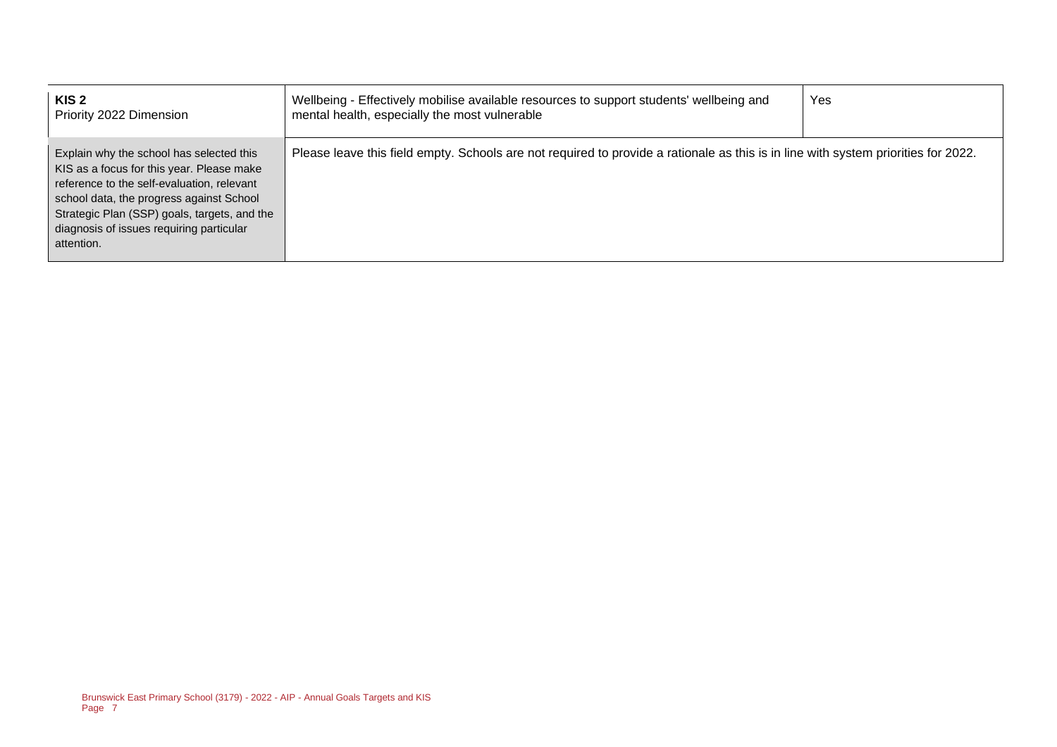| | | |
|---|---|---|
| **KIS 2**<br>Priority 2022 Dimension | Wellbeing - Effectively mobilise available resources to support students' wellbeing and mental health, especially the most vulnerable | Yes |
| Explain why the school has selected this KIS as a focus for this year. Please make reference to the self-evaluation, relevant school data, the progress against School Strategic Plan (SSP) goals, targets, and the diagnosis of issues requiring particular attention. | Please leave this field empty. Schools are not required to provide a rationale as this is in line with system priorities for 2022. | |